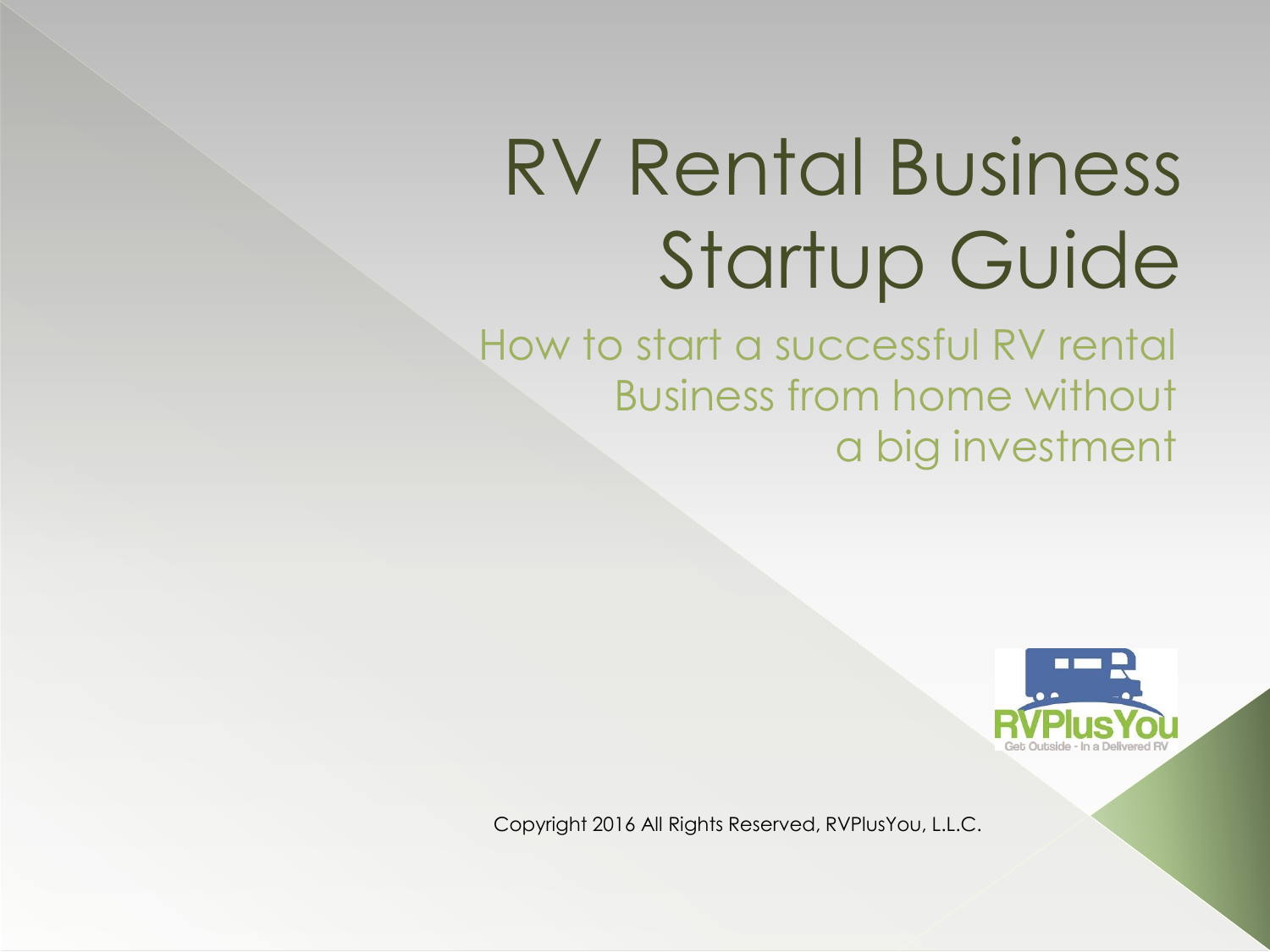# RV Rental Business Startup Guide

## How to start a successful RV rental Business from home without a big investment

RVPlusYou

Get Outside - In a Delivered RV

Copyright 2016 All Rights Reserved, RVPlusYou, L.L.C.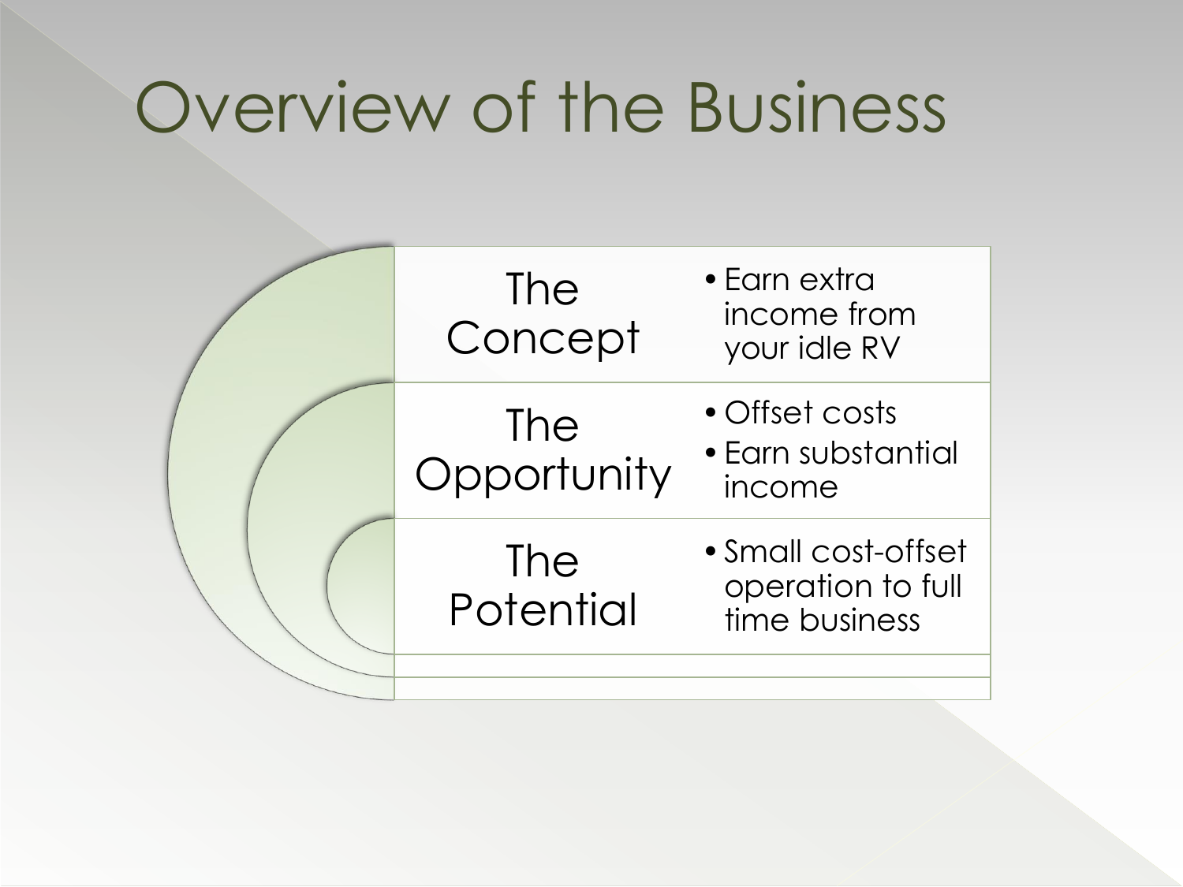# Overview of the Business

| | |
|---|---|
| The Concept | • Earn extra income from your idle RV |
| The Opportunity | • Offset costs<br>• Earn substantial income |
| The Potential | • Small cost-offset operation to full time business |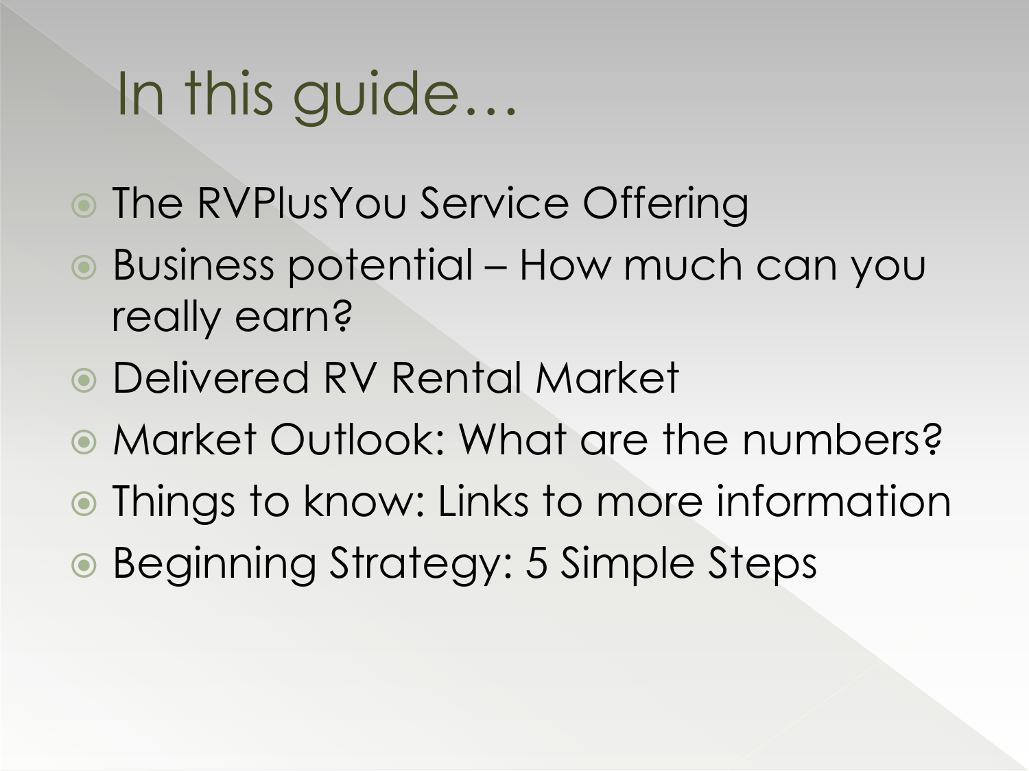# In this guide…

- The RVPlusYou Service Offering
- Business potential – How much can you really earn?
- Delivered RV Rental Market
- Market Outlook: What are the numbers?
- Things to know: Links to more information
- Beginning Strategy: 5 Simple Steps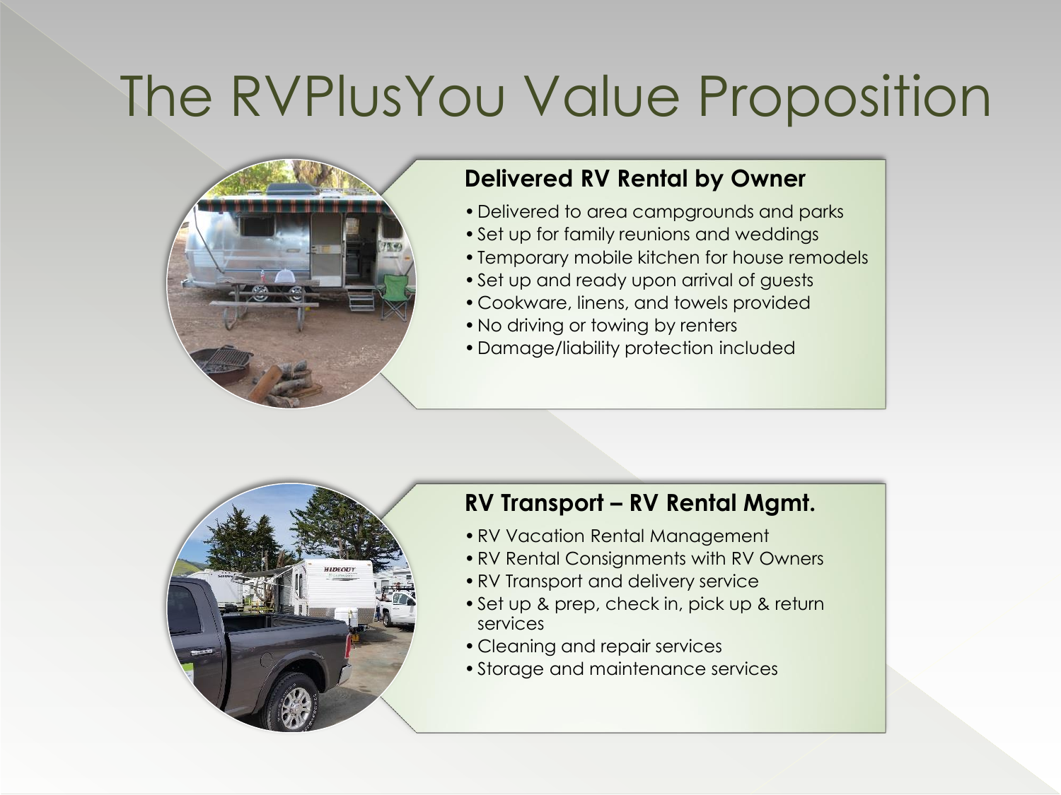# The RVPlusYou Value Proposition

## Delivered RV Rental by Owner

- Delivered to area campgrounds and parks
- Set up for family reunions and weddings
- Temporary mobile kitchen for house remodels
- Set up and ready upon arrival of guests
- Cookware, linens, and towels provided
- No driving or towing by renters
- Damage/liability protection included

## RV Transport – RV Rental Mgmt.

- RV Vacation Rental Management
- RV Rental Consignments with RV Owners
- RV Transport and delivery service
- Set up & prep, check in, pick up & return services
- Cleaning and repair services
- Storage and maintenance services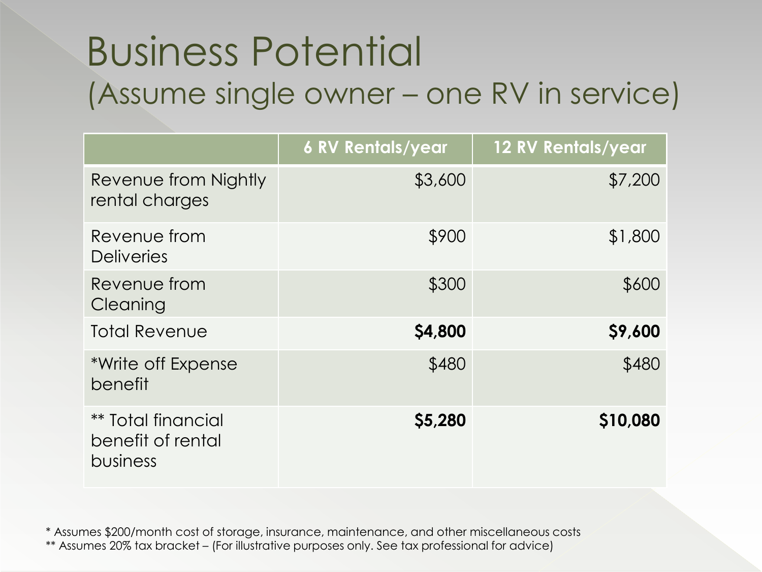# Business Potential
## (Assume single owner – one RV in service)

| | 6 RV Rentals/year | 12 RV Rentals/year |
|---|---:|---:|
| Revenue from Nightly rental charges | $3,600 | $7,200 |
| Revenue from Deliveries | $900 | $1,800 |
| Revenue from Cleaning | $300 | $600 |
| Total Revenue | **$4,800** | **$9,600** |
| *Write off Expense benefit | $480 | $480 |
| ** Total financial benefit of rental business | **$5,280** | **$10,080** |

\* Assumes $200/month cost of storage, insurance, maintenance, and other miscellaneous costs

\*\* Assumes 20% tax bracket – (For illustrative purposes only. See tax professional for advice)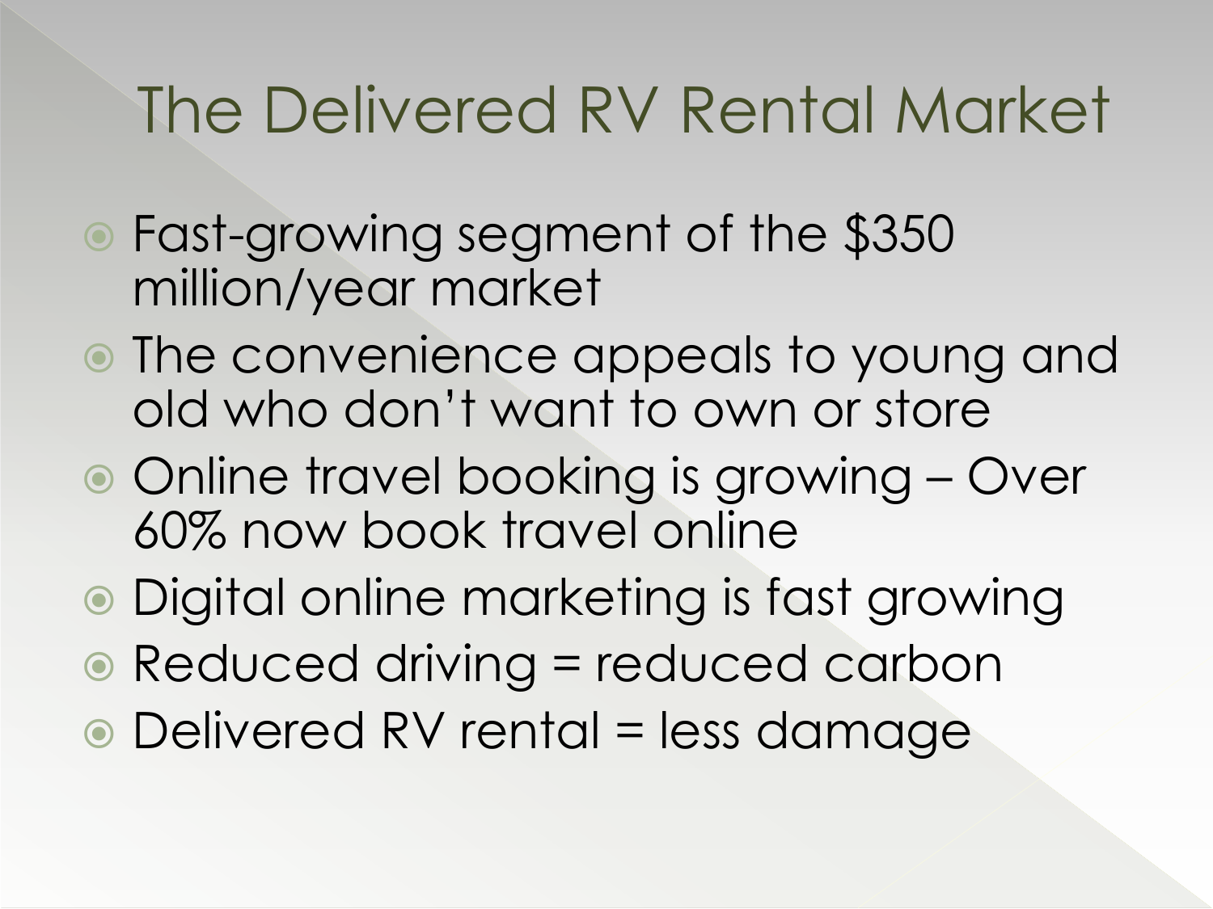# The Delivered RV Rental Market

- Fast-growing segment of the $350 million/year market
- The convenience appeals to young and old who don't want to own or store
- Online travel booking is growing – Over 60% now book travel online
- Digital online marketing is fast growing
- Reduced driving = reduced carbon
- Delivered RV rental = less damage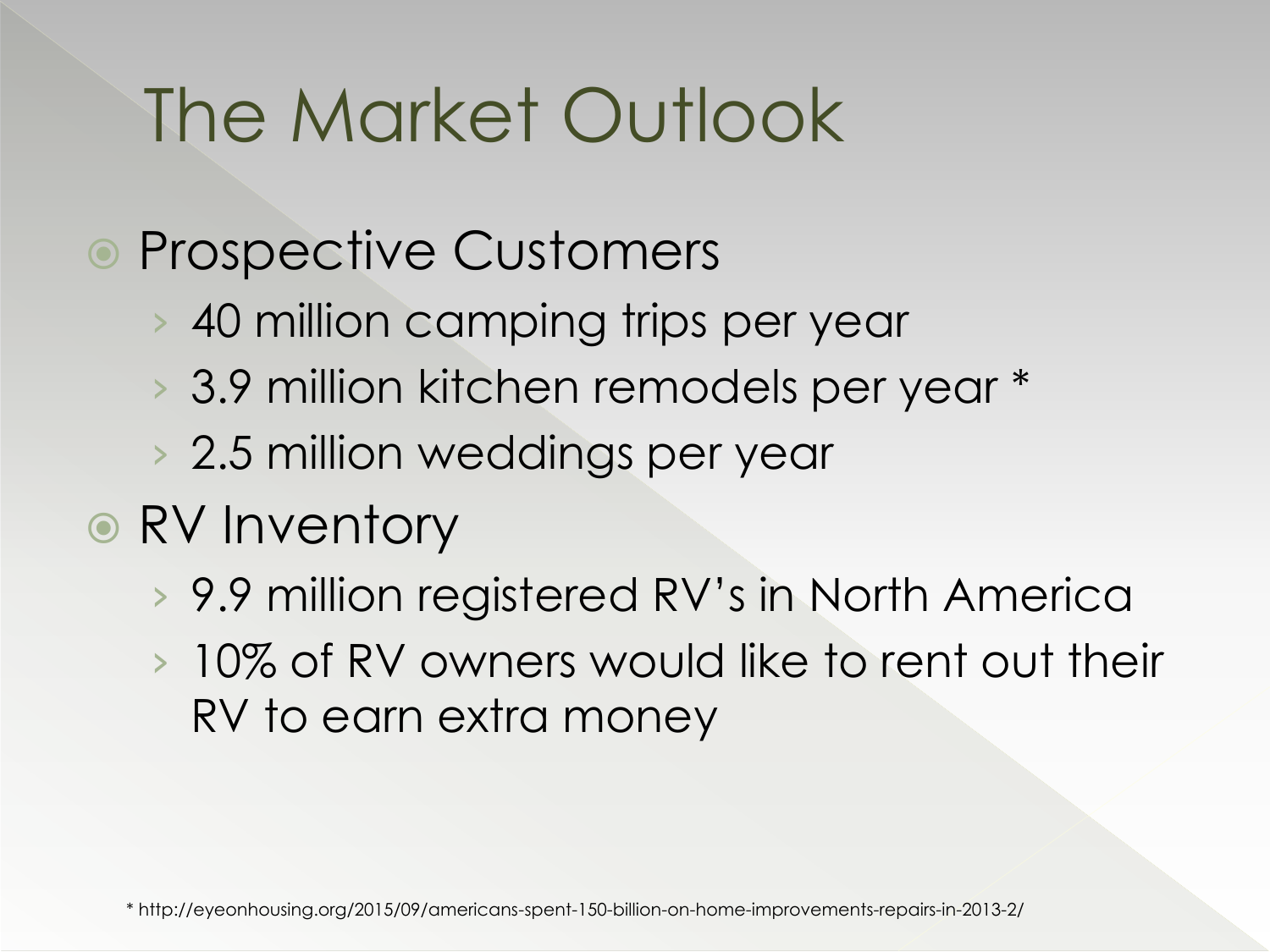# The Market Outlook

- Prospective Customers
  - 40 million camping trips per year
  - 3.9 million kitchen remodels per year *
  - 2.5 million weddings per year
- RV Inventory
  - 9.9 million registered RV's in North America
  - 10% of RV owners would like to rent out their RV to earn extra money

* http://eyeonhousing.org/2015/09/americans-spent-150-billion-on-home-improvements-repairs-in-2013-2/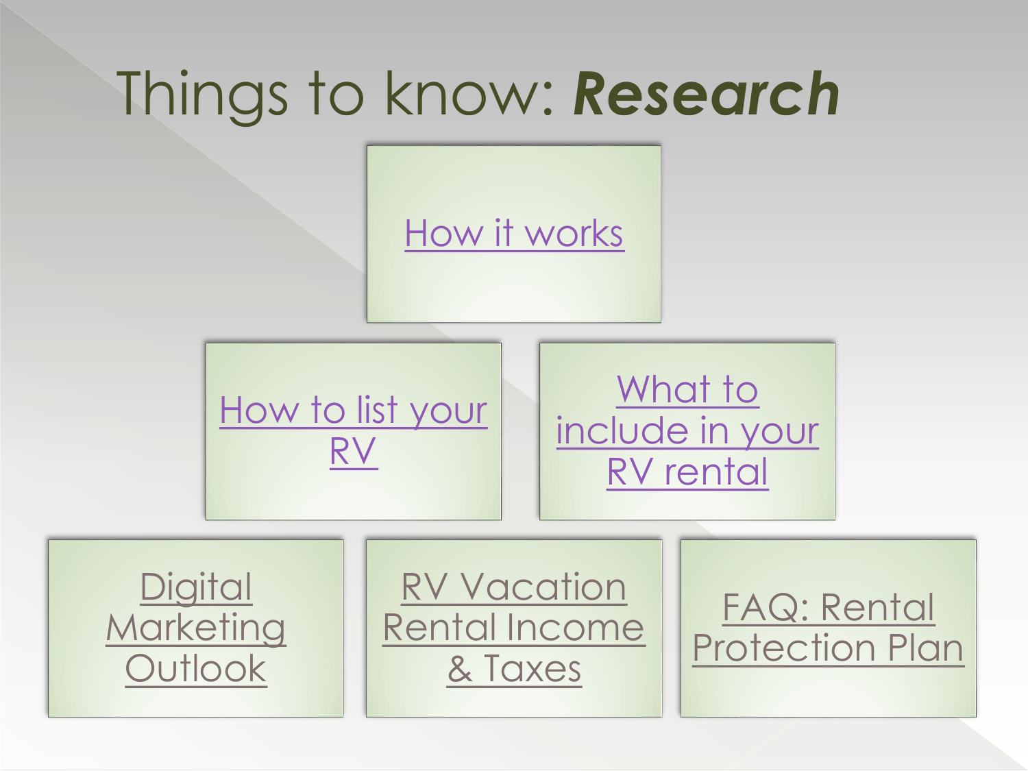# Things to know: ***Research***

- How it works
- How to list your RV
- What to include in your RV rental
- Digital Marketing Outlook
- RV Vacation Rental Income & Taxes
- FAQ: Rental Protection Plan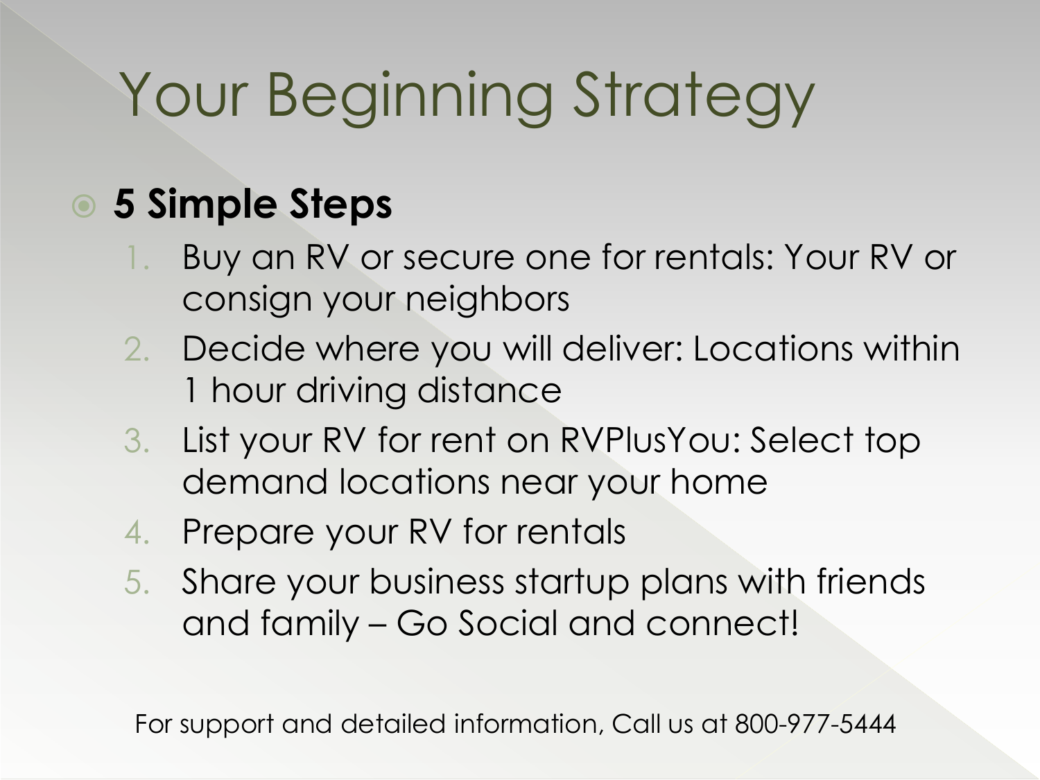# Your Beginning Strategy

- **5 Simple Steps**
  1. Buy an RV or secure one for rentals: Your RV or consign your neighbors
  2. Decide where you will deliver: Locations within 1 hour driving distance
  3. List your RV for rent on RVPlusYou: Select top demand locations near your home
  4. Prepare your RV for rentals
  5. Share your business startup plans with friends and family – Go Social and connect!

For support and detailed information, Call us at 800-977-5444